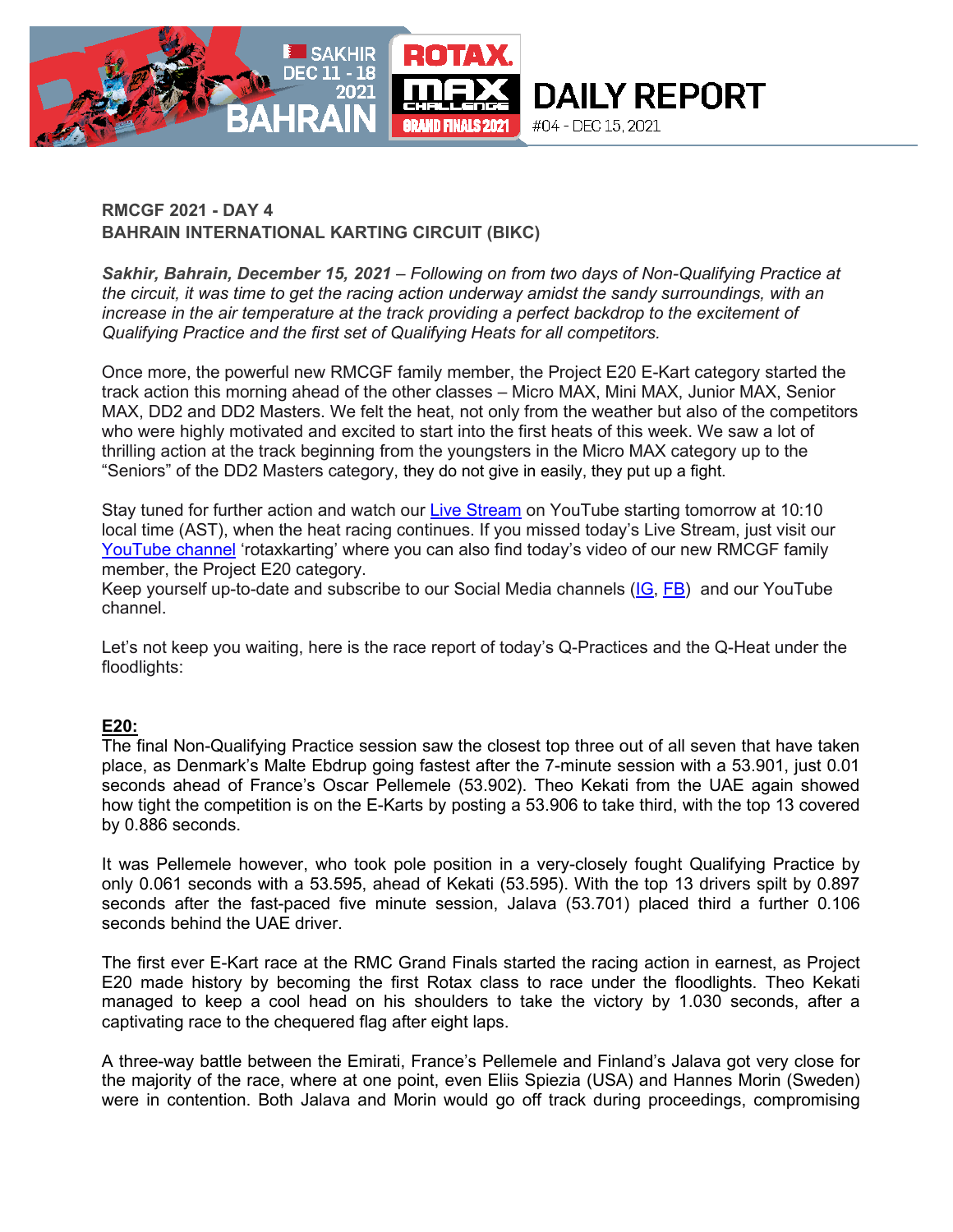DAILY REPORT

#04 - DEC 15, 2021

**RMCGF 2021 - DAY 4**
**BAHRAIN INTERNATIONAL KARTING CIRCUIT (BIKC)**

***Sakhir, Bahrain, December 15, 2021*** *– Following on from two days of Non-Qualifying Practice at the circuit, it was time to get the racing action underway amidst the sandy surroundings, with an increase in the air temperature at the track providing a perfect backdrop to the excitement of Qualifying Practice and the first set of Qualifying Heats for all competitors.*

Once more, the powerful new RMCGF family member, the Project E20 E-Kart category started the track action this morning ahead of the other classes – Micro MAX, Mini MAX, Junior MAX, Senior MAX, DD2 and DD2 Masters. We felt the heat, not only from the weather but also of the competitors who were highly motivated and excited to start into the first heats of this week. We saw a lot of thrilling action at the track beginning from the youngsters in the Micro MAX category up to the "Seniors" of the DD2 Masters category, they do not give in easily, they put up a fight.

Stay tuned for further action and watch our Live Stream on YouTube starting tomorrow at 10:10 local time (AST), when the heat racing continues. If you missed today's Live Stream, just visit our YouTube channel 'rotaxkarting' where you can also find today's video of our new RMCGF family member, the Project E20 category.
Keep yourself up-to-date and subscribe to our Social Media channels (IG, FB) and our YouTube channel.

Let's not keep you waiting, here is the race report of today's Q-Practices and the Q-Heat under the floodlights:

## E20:

The final Non-Qualifying Practice session saw the closest top three out of all seven that have taken place, as Denmark's Malte Ebdrup going fastest after the 7-minute session with a 53.901, just 0.01 seconds ahead of France's Oscar Pellemele (53.902). Theo Kekati from the UAE again showed how tight the competition is on the E-Karts by posting a 53.906 to take third, with the top 13 covered by 0.886 seconds.

It was Pellemele however, who took pole position in a very-closely fought Qualifying Practice by only 0.061 seconds with a 53.595, ahead of Kekati (53.595). With the top 13 drivers spilt by 0.897 seconds after the fast-paced five minute session, Jalava (53.701) placed third a further 0.106 seconds behind the UAE driver.

The first ever E-Kart race at the RMC Grand Finals started the racing action in earnest, as Project E20 made history by becoming the first Rotax class to race under the floodlights. Theo Kekati managed to keep a cool head on his shoulders to take the victory by 1.030 seconds, after a captivating race to the chequered flag after eight laps.

A three-way battle between the Emirati, France's Pellemele and Finland's Jalava got very close for the majority of the race, where at one point, even Eliis Spiezia (USA) and Hannes Morin (Sweden) were in contention. Both Jalava and Morin would go off track during proceedings, compromising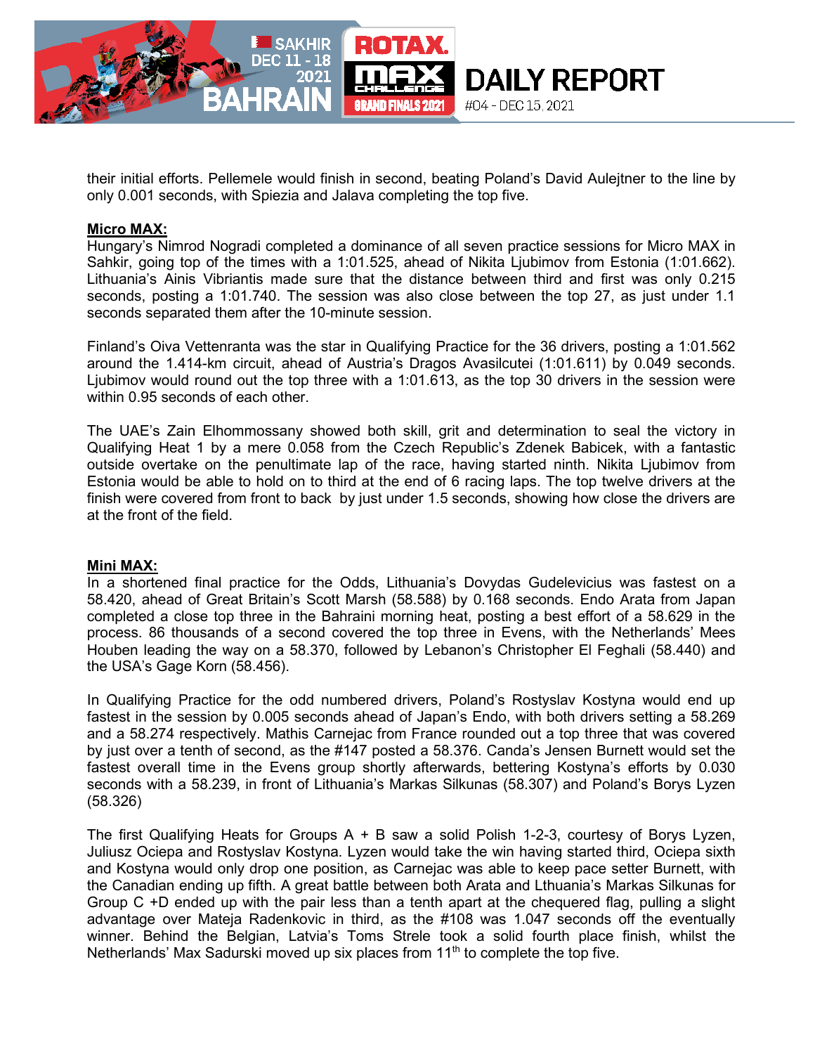their initial efforts. Pellemele would finish in second, beating Poland's David Aulejtner to the line by only 0.001 seconds, with Spiezia and Jalava completing the top five.

**Micro MAX:**

Hungary's Nimrod Nogradi completed a dominance of all seven practice sessions for Micro MAX in Sahkir, going top of the times with a 1:01.525, ahead of Nikita Ljubimov from Estonia (1:01.662). Lithuania's Ainis Vibriantis made sure that the distance between third and first was only 0.215 seconds, posting a 1:01.740. The session was also close between the top 27, as just under 1.1 seconds separated them after the 10-minute session.

Finland's Oiva Vettenranta was the star in Qualifying Practice for the 36 drivers, posting a 1:01.562 around the 1.414-km circuit, ahead of Austria's Dragos Avasilcutei (1:01.611) by 0.049 seconds. Ljubimov would round out the top three with a 1:01.613, as the top 30 drivers in the session were within 0.95 seconds of each other.

The UAE's Zain Elhommossany showed both skill, grit and determination to seal the victory in Qualifying Heat 1 by a mere 0.058 from the Czech Republic's Zdenek Babicek, with a fantastic outside overtake on the penultimate lap of the race, having started ninth. Nikita Ljubimov from Estonia would be able to hold on to third at the end of 6 racing laps. The top twelve drivers at the finish were covered from front to back by just under 1.5 seconds, showing how close the drivers are at the front of the field.

**Mini MAX:**

In a shortened final practice for the Odds, Lithuania's Dovydas Gudelevicius was fastest on a 58.420, ahead of Great Britain's Scott Marsh (58.588) by 0.168 seconds. Endo Arata from Japan completed a close top three in the Bahraini morning heat, posting a best effort of a 58.629 in the process. 86 thousands of a second covered the top three in Evens, with the Netherlands' Mees Houben leading the way on a 58.370, followed by Lebanon's Christopher El Feghali (58.440) and the USA's Gage Korn (58.456).

In Qualifying Practice for the odd numbered drivers, Poland's Rostyslav Kostyna would end up fastest in the session by 0.005 seconds ahead of Japan's Endo, with both drivers setting a 58.269 and a 58.274 respectively. Mathis Carnejac from France rounded out a top three that was covered by just over a tenth of second, as the #147 posted a 58.376. Canda's Jensen Burnett would set the fastest overall time in the Evens group shortly afterwards, bettering Kostyna's efforts by 0.030 seconds with a 58.239, in front of Lithuania's Markas Silkunas (58.307) and Poland's Borys Lyzen (58.326)

The first Qualifying Heats for Groups A + B saw a solid Polish 1-2-3, courtesy of Borys Lyzen, Juliusz Ociepa and Rostyslav Kostyna. Lyzen would take the win having started third, Ociepa sixth and Kostyna would only drop one position, as Carnejac was able to keep pace setter Burnett, with the Canadian ending up fifth. A great battle between both Arata and Lthuania's Markas Silkunas for Group C +D ended up with the pair less than a tenth apart at the chequered flag, pulling a slight advantage over Mateja Radenkovic in third, as the #108 was 1.047 seconds off the eventually winner. Behind the Belgian, Latvia's Toms Strele took a solid fourth place finish, whilst the Netherlands' Max Sadurski moved up six places from 11th to complete the top five.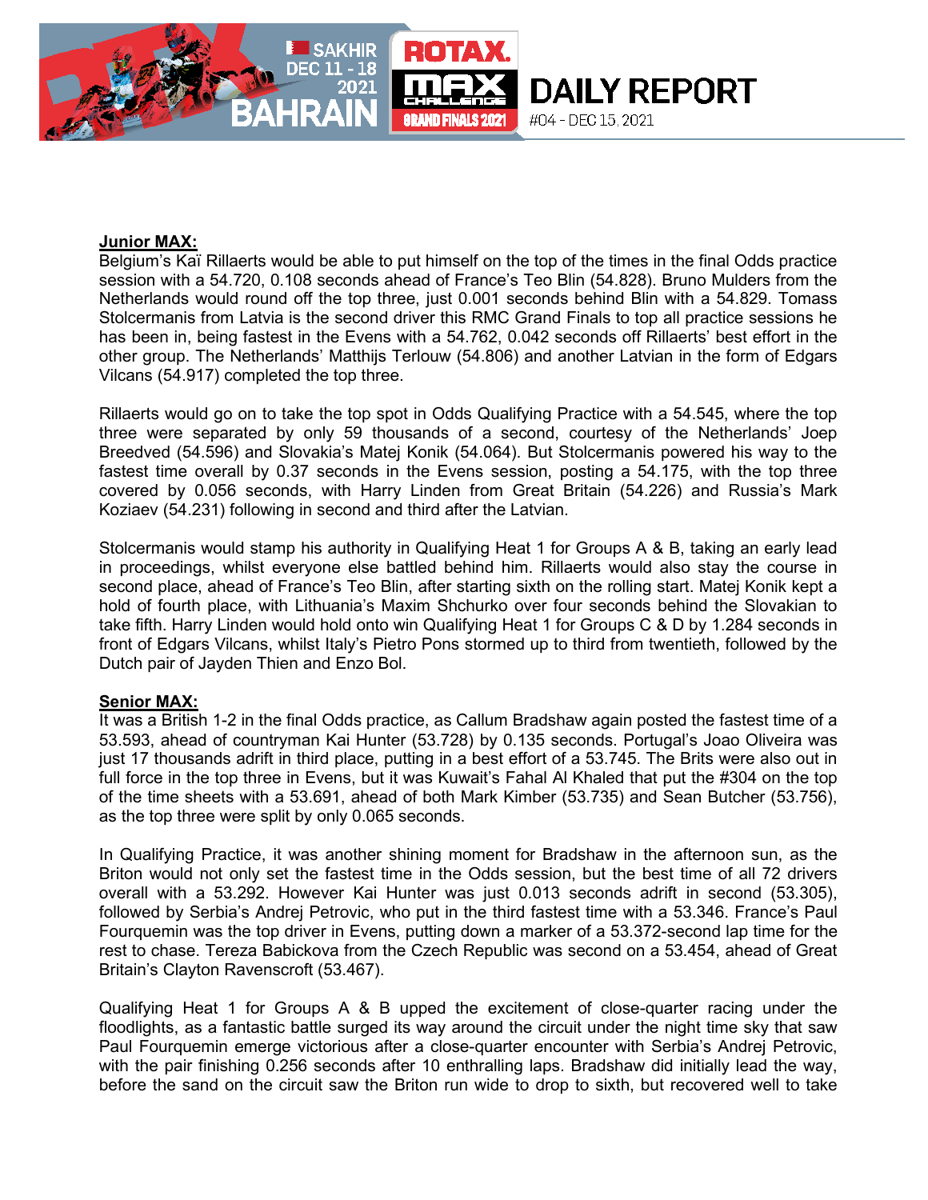## Junior MAX:

Belgium's Kaï Rillaerts would be able to put himself on the top of the times in the final Odds practice session with a 54.720, 0.108 seconds ahead of France's Teo Blin (54.828). Bruno Mulders from the Netherlands would round off the top three, just 0.001 seconds behind Blin with a 54.829. Tomass Stolcermanis from Latvia is the second driver this RMC Grand Finals to top all practice sessions he has been in, being fastest in the Evens with a 54.762, 0.042 seconds off Rillaerts' best effort in the other group. The Netherlands' Matthijs Terlouw (54.806) and another Latvian in the form of Edgars Vilcans (54.917) completed the top three.

Rillaerts would go on to take the top spot in Odds Qualifying Practice with a 54.545, where the top three were separated by only 59 thousands of a second, courtesy of the Netherlands' Joep Breedved (54.596) and Slovakia's Matej Konik (54.064). But Stolcermanis powered his way to the fastest time overall by 0.37 seconds in the Evens session, posting a 54.175, with the top three covered by 0.056 seconds, with Harry Linden from Great Britain (54.226) and Russia's Mark Koziaev (54.231) following in second and third after the Latvian.

Stolcermanis would stamp his authority in Qualifying Heat 1 for Groups A & B, taking an early lead in proceedings, whilst everyone else battled behind him. Rillaerts would also stay the course in second place, ahead of France's Teo Blin, after starting sixth on the rolling start. Matej Konik kept a hold of fourth place, with Lithuania's Maxim Shchurko over four seconds behind the Slovakian to take fifth. Harry Linden would hold onto win Qualifying Heat 1 for Groups C & D by 1.284 seconds in front of Edgars Vilcans, whilst Italy's Pietro Pons stormed up to third from twentieth, followed by the Dutch pair of Jayden Thien and Enzo Bol.

## Senior MAX:

It was a British 1-2 in the final Odds practice, as Callum Bradshaw again posted the fastest time of a 53.593, ahead of countryman Kai Hunter (53.728) by 0.135 seconds. Portugal's Joao Oliveira was just 17 thousands adrift in third place, putting in a best effort of a 53.745. The Brits were also out in full force in the top three in Evens, but it was Kuwait's Fahal Al Khaled that put the #304 on the top of the time sheets with a 53.691, ahead of both Mark Kimber (53.735) and Sean Butcher (53.756), as the top three were split by only 0.065 seconds.

In Qualifying Practice, it was another shining moment for Bradshaw in the afternoon sun, as the Briton would not only set the fastest time in the Odds session, but the best time of all 72 drivers overall with a 53.292. However Kai Hunter was just 0.013 seconds adrift in second (53.305), followed by Serbia's Andrej Petrovic, who put in the third fastest time with a 53.346. France's Paul Fourquemin was the top driver in Evens, putting down a marker of a 53.372-second lap time for the rest to chase. Tereza Babickova from the Czech Republic was second on a 53.454, ahead of Great Britain's Clayton Ravenscroft (53.467).

Qualifying Heat 1 for Groups A & B upped the excitement of close-quarter racing under the floodlights, as a fantastic battle surged its way around the circuit under the night time sky that saw Paul Fourquemin emerge victorious after a close-quarter encounter with Serbia's Andrej Petrovic, with the pair finishing 0.256 seconds after 10 enthralling laps. Bradshaw did initially lead the way, before the sand on the circuit saw the Briton run wide to drop to sixth, but recovered well to take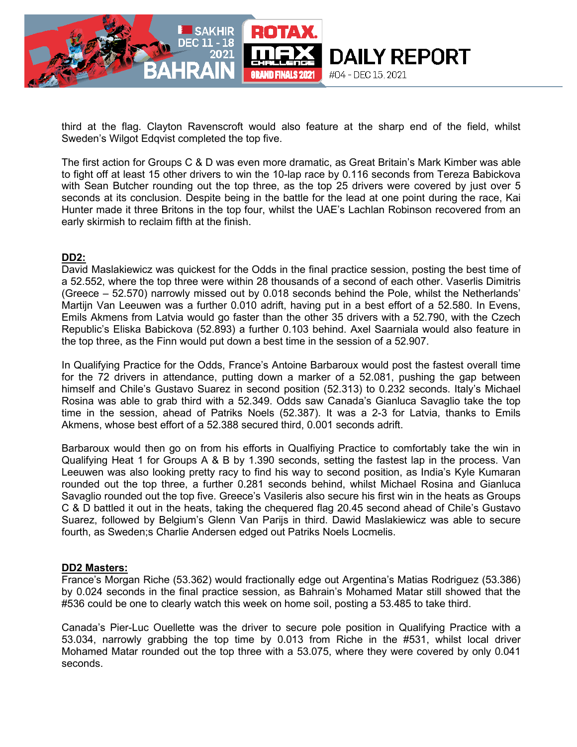third at the flag. Clayton Ravenscroft would also feature at the sharp end of the field, whilst Sweden's Wilgot Edqvist completed the top five.

The first action for Groups C & D was even more dramatic, as Great Britain's Mark Kimber was able to fight off at least 15 other drivers to win the 10-lap race by 0.116 seconds from Tereza Babickova with Sean Butcher rounding out the top three, as the top 25 drivers were covered by just over 5 seconds at its conclusion. Despite being in the battle for the lead at one point during the race, Kai Hunter made it three Britons in the top four, whilst the UAE's Lachlan Robinson recovered from an early skirmish to reclaim fifth at the finish.

**DD2:**

David Maslakiewicz was quickest for the Odds in the final practice session, posting the best time of a 52.552, where the top three were within 28 thousands of a second of each other. Vaserlis Dimitris (Greece – 52.570) narrowly missed out by 0.018 seconds behind the Pole, whilst the Netherlands' Martijn Van Leeuwen was a further 0.010 adrift, having put in a best effort of a 52.580. In Evens, Emils Akmens from Latvia would go faster than the other 35 drivers with a 52.790, with the Czech Republic's Eliska Babickova (52.893) a further 0.103 behind. Axel Saarniala would also feature in the top three, as the Finn would put down a best time in the session of a 52.907.

In Qualifying Practice for the Odds, France's Antoine Barbaroux would post the fastest overall time for the 72 drivers in attendance, putting down a marker of a 52.081, pushing the gap between himself and Chile's Gustavo Suarez in second position (52.313) to 0.232 seconds. Italy's Michael Rosina was able to grab third with a 52.349. Odds saw Canada's Gianluca Savaglio take the top time in the session, ahead of Patriks Noels (52.387). It was a 2-3 for Latvia, thanks to Emils Akmens, whose best effort of a 52.388 secured third, 0.001 seconds adrift.

Barbaroux would then go on from his efforts in Qualfiying Practice to comfortably take the win in Qualifying Heat 1 for Groups A & B by 1.390 seconds, setting the fastest lap in the process. Van Leeuwen was also looking pretty racy to find his way to second position, as India's Kyle Kumaran rounded out the top three, a further 0.281 seconds behind, whilst Michael Rosina and Gianluca Savaglio rounded out the top five. Greece's Vasileris also secure his first win in the heats as Groups C & D battled it out in the heats, taking the chequered flag 20.45 second ahead of Chile's Gustavo Suarez, followed by Belgium's Glenn Van Parijs in third. Dawid Maslakiewicz was able to secure fourth, as Sweden;s Charlie Andersen edged out Patriks Noels Locmelis.

**DD2 Masters:**

France's Morgan Riche (53.362) would fractionally edge out Argentina's Matias Rodriguez (53.386) by 0.024 seconds in the final practice session, as Bahrain's Mohamed Matar still showed that the #536 could be one to clearly watch this week on home soil, posting a 53.485 to take third.

Canada's Pier-Luc Ouellette was the driver to secure pole position in Qualifying Practice with a 53.034, narrowly grabbing the top time by 0.013 from Riche in the #531, whilst local driver Mohamed Matar rounded out the top three with a 53.075, where they were covered by only 0.041 seconds.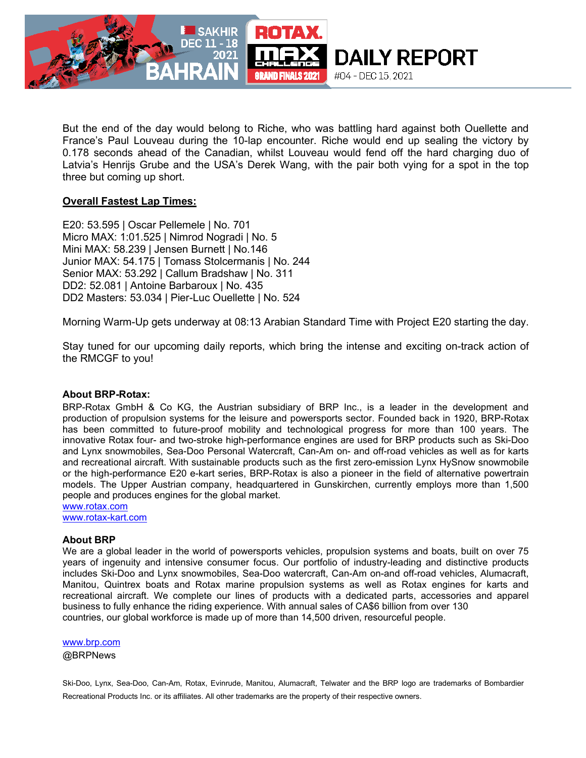But the end of the day would belong to Riche, who was battling hard against both Ouellette and France's Paul Louveau during the 10-lap encounter. Riche would end up sealing the victory by 0.178 seconds ahead of the Canadian, whilst Louveau would fend off the hard charging duo of Latvia's Henrijs Grube and the USA's Derek Wang, with the pair both vying for a spot in the top three but coming up short.

**Overall Fastest Lap Times:**

E20: 53.595 | Oscar Pellemele | No. 701
Micro MAX: 1:01.525 | Nimrod Nogradi | No. 5
Mini MAX: 58.239 | Jensen Burnett | No.146
Junior MAX: 54.175 | Tomass Stolcermanis | No. 244
Senior MAX: 53.292 | Callum Bradshaw | No. 311
DD2: 52.081 | Antoine Barbaroux | No. 435
DD2 Masters: 53.034 | Pier-Luc Ouellette | No. 524

Morning Warm-Up gets underway at 08:13 Arabian Standard Time with Project E20 starting the day.

Stay tuned for our upcoming daily reports, which bring the intense and exciting on-track action of the RMCGF to you!

**About BRP-Rotax:**
BRP-Rotax GmbH & Co KG, the Austrian subsidiary of BRP Inc., is a leader in the development and production of propulsion systems for the leisure and powersports sector. Founded back in 1920, BRP-Rotax has been committed to future-proof mobility and technological progress for more than 100 years. The innovative Rotax four- and two-stroke high-performance engines are used for BRP products such as Ski-Doo and Lynx snowmobiles, Sea-Doo Personal Watercraft, Can-Am on- and off-road vehicles as well as for karts and recreational aircraft. With sustainable products such as the first zero-emission Lynx HySnow snowmobile or the high-performance E20 e-kart series, BRP-Rotax is also a pioneer in the field of alternative powertrain models. The Upper Austrian company, headquartered in Gunskirchen, currently employs more than 1,500 people and produces engines for the global market.
www.rotax.com
www.rotax-kart.com

**About BRP**
We are a global leader in the world of powersports vehicles, propulsion systems and boats, built on over 75 years of ingenuity and intensive consumer focus. Our portfolio of industry-leading and distinctive products includes Ski-Doo and Lynx snowmobiles, Sea-Doo watercraft, Can-Am on-and off-road vehicles, Alumacraft, Manitou, Quintrex boats and Rotax marine propulsion systems as well as Rotax engines for karts and recreational aircraft. We complete our lines of products with a dedicated parts, accessories and apparel business to fully enhance the riding experience. With annual sales of CA$6 billion from over 130 countries, our global workforce is made up of more than 14,500 driven, resourceful people.

www.brp.com
@BRPNews

Ski-Doo, Lynx, Sea-Doo, Can-Am, Rotax, Evinrude, Manitou, Alumacraft, Telwater and the BRP logo are trademarks of Bombardier Recreational Products Inc. or its affiliates. All other trademarks are the property of their respective owners.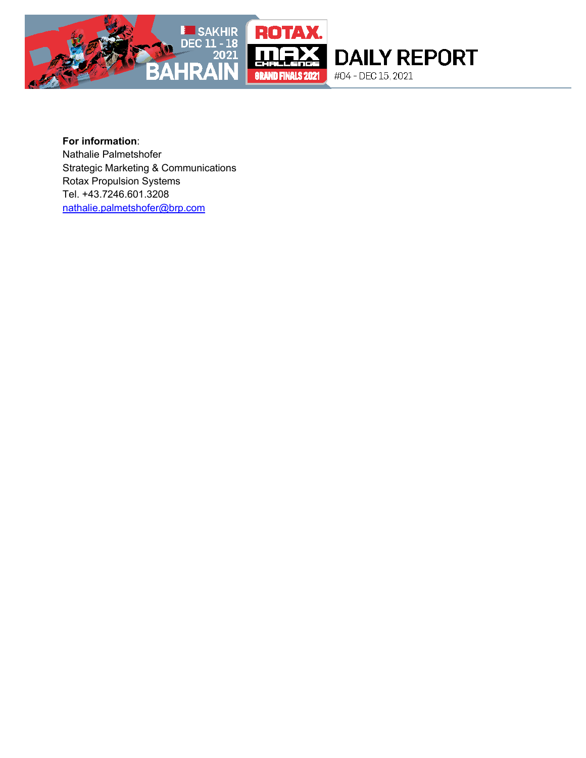**For information**:
Nathalie Palmetshofer
Strategic Marketing & Communications
Rotax Propulsion Systems
Tel. +43.7246.601.3208
[nathalie.palmetshofer@brp.com](mailto:nathalie.palmetshofer@brp.com)